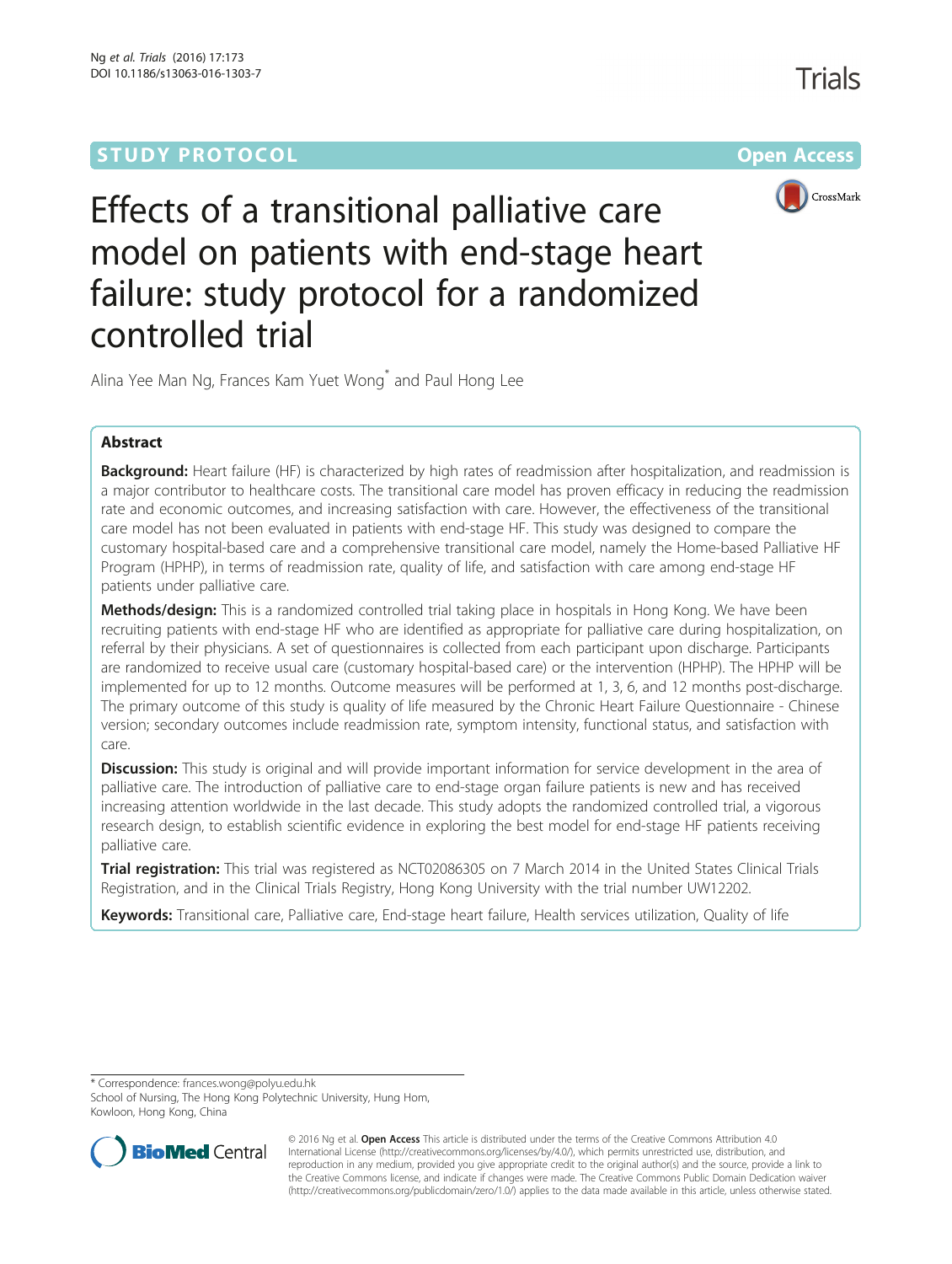STUDY PROTOCOL Open Access

# Effects of a transitional palliative care model on patients with end-stage heart failure: study protocol for a randomized controlled trial

Alina Yee Man Ng, Frances Kam Yuet Wong* and Paul Hong Lee

## Abstract

**Background:** Heart failure (HF) is characterized by high rates of readmission after hospitalization, and readmission is a major contributor to healthcare costs. The transitional care model has proven efficacy in reducing the readmission rate and economic outcomes, and increasing satisfaction with care. However, the effectiveness of the transitional care model has not been evaluated in patients with end-stage HF. This study was designed to compare the customary hospital-based care and a comprehensive transitional care model, namely the Home-based Palliative HF Program (HPHP), in terms of readmission rate, quality of life, and satisfaction with care among end-stage HF patients under palliative care.

**Methods/design:** This is a randomized controlled trial taking place in hospitals in Hong Kong. We have been recruiting patients with end-stage HF who are identified as appropriate for palliative care during hospitalization, on referral by their physicians. A set of questionnaires is collected from each participant upon discharge. Participants are randomized to receive usual care (customary hospital-based care) or the intervention (HPHP). The HPHP will be implemented for up to 12 months. Outcome measures will be performed at 1, 3, 6, and 12 months post-discharge. The primary outcome of this study is quality of life measured by the Chronic Heart Failure Questionnaire - Chinese version; secondary outcomes include readmission rate, symptom intensity, functional status, and satisfaction with care.

**Discussion:** This study is original and will provide important information for service development in the area of palliative care. The introduction of palliative care to end-stage organ failure patients is new and has received increasing attention worldwide in the last decade. This study adopts the randomized controlled trial, a vigorous research design, to establish scientific evidence in exploring the best model for end-stage HF patients receiving palliative care.

**Trial registration:** This trial was registered as NCT02086305 on 7 March 2014 in the United States Clinical Trials Registration, and in the Clinical Trials Registry, Hong Kong University with the trial number UW12202.

**Keywords:** Transitional care, Palliative care, End-stage heart failure, Health services utilization, Quality of life

---

* Correspondence: frances.wong@polyu.edu.hk
School of Nursing, The Hong Kong Polytechnic University, Hung Hom, Kowloon, Hong Kong, China

© 2016 Ng et al. **Open Access** This article is distributed under the terms of the Creative Commons Attribution 4.0 International License (http://creativecommons.org/licenses/by/4.0/), which permits unrestricted use, distribution, and reproduction in any medium, provided you give appropriate credit to the original author(s) and the source, provide a link to the Creative Commons license, and indicate if changes were made. The Creative Commons Public Domain Dedication waiver (http://creativecommons.org/publicdomain/zero/1.0/) applies to the data made available in this article, unless otherwise stated.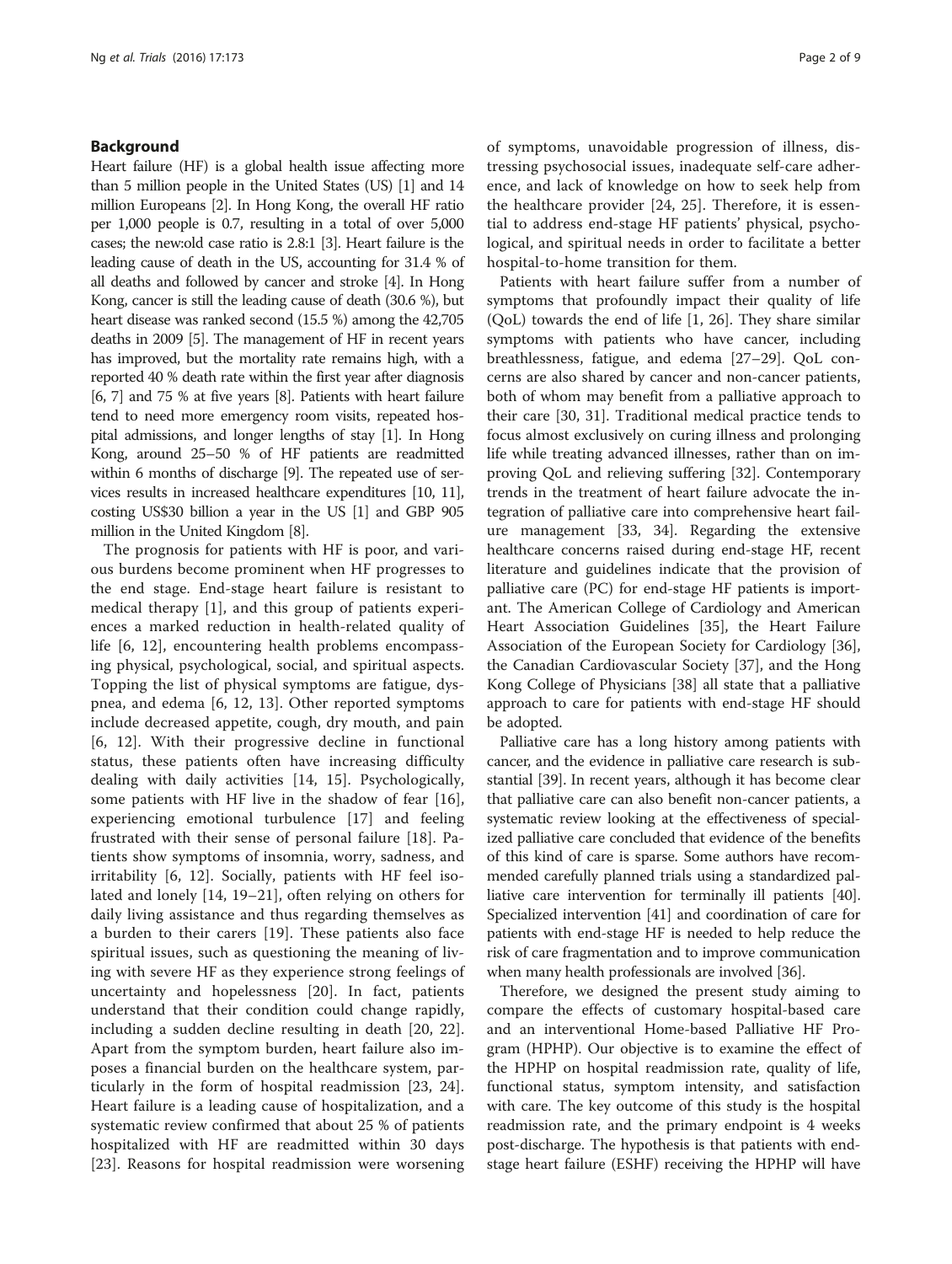## Background

Heart failure (HF) is a global health issue affecting more than 5 million people in the United States (US) [1] and 14 million Europeans [2]. In Hong Kong, the overall HF ratio per 1,000 people is 0.7, resulting in a total of over 5,000 cases; the new:old case ratio is 2.8:1 [3]. Heart failure is the leading cause of death in the US, accounting for 31.4 % of all deaths and followed by cancer and stroke [4]. In Hong Kong, cancer is still the leading cause of death (30.6 %), but heart disease was ranked second (15.5 %) among the 42,705 deaths in 2009 [5]. The management of HF in recent years has improved, but the mortality rate remains high, with a reported 40 % death rate within the first year after diagnosis [6, 7] and 75 % at five years [8]. Patients with heart failure tend to need more emergency room visits, repeated hospital admissions, and longer lengths of stay [1]. In Hong Kong, around 25–50 % of HF patients are readmitted within 6 months of discharge [9]. The repeated use of services results in increased healthcare expenditures [10, 11], costing US$30 billion a year in the US [1] and GBP 905 million in the United Kingdom [8].

The prognosis for patients with HF is poor, and various burdens become prominent when HF progresses to the end stage. End-stage heart failure is resistant to medical therapy [1], and this group of patients experiences a marked reduction in health-related quality of life [6, 12], encountering health problems encompassing physical, psychological, social, and spiritual aspects. Topping the list of physical symptoms are fatigue, dyspnea, and edema [6, 12, 13]. Other reported symptoms include decreased appetite, cough, dry mouth, and pain [6, 12]. With their progressive decline in functional status, these patients often have increasing difficulty dealing with daily activities [14, 15]. Psychologically, some patients with HF live in the shadow of fear [16], experiencing emotional turbulence [17] and feeling frustrated with their sense of personal failure [18]. Patients show symptoms of insomnia, worry, sadness, and irritability [6, 12]. Socially, patients with HF feel isolated and lonely [14, 19–21], often relying on others for daily living assistance and thus regarding themselves as a burden to their carers [19]. These patients also face spiritual issues, such as questioning the meaning of living with severe HF as they experience strong feelings of uncertainty and hopelessness [20]. In fact, patients understand that their condition could change rapidly, including a sudden decline resulting in death [20, 22]. Apart from the symptom burden, heart failure also imposes a financial burden on the healthcare system, particularly in the form of hospital readmission [23, 24]. Heart failure is a leading cause of hospitalization, and a systematic review confirmed that about 25 % of patients hospitalized with HF are readmitted within 30 days [23]. Reasons for hospital readmission were worsening of symptoms, unavoidable progression of illness, distressing psychosocial issues, inadequate self-care adherence, and lack of knowledge on how to seek help from the healthcare provider [24, 25]. Therefore, it is essential to address end-stage HF patients' physical, psychological, and spiritual needs in order to facilitate a better hospital-to-home transition for them.

Patients with heart failure suffer from a number of symptoms that profoundly impact their quality of life (QoL) towards the end of life [1, 26]. They share similar symptoms with patients who have cancer, including breathlessness, fatigue, and edema [27–29]. QoL concerns are also shared by cancer and non-cancer patients, both of whom may benefit from a palliative approach to their care [30, 31]. Traditional medical practice tends to focus almost exclusively on curing illness and prolonging life while treating advanced illnesses, rather than on improving QoL and relieving suffering [32]. Contemporary trends in the treatment of heart failure advocate the integration of palliative care into comprehensive heart failure management [33, 34]. Regarding the extensive healthcare concerns raised during end-stage HF, recent literature and guidelines indicate that the provision of palliative care (PC) for end-stage HF patients is important. The American College of Cardiology and American Heart Association Guidelines [35], the Heart Failure Association of the European Society for Cardiology [36], the Canadian Cardiovascular Society [37], and the Hong Kong College of Physicians [38] all state that a palliative approach to care for patients with end-stage HF should be adopted.

Palliative care has a long history among patients with cancer, and the evidence in palliative care research is substantial [39]. In recent years, although it has become clear that palliative care can also benefit non-cancer patients, a systematic review looking at the effectiveness of specialized palliative care concluded that evidence of the benefits of this kind of care is sparse. Some authors have recommended carefully planned trials using a standardized palliative care intervention for terminally ill patients [40]. Specialized intervention [41] and coordination of care for patients with end-stage HF is needed to help reduce the risk of care fragmentation and to improve communication when many health professionals are involved [36].

Therefore, we designed the present study aiming to compare the effects of customary hospital-based care and an interventional Home-based Palliative HF Program (HPHP). Our objective is to examine the effect of the HPHP on hospital readmission rate, quality of life, functional status, symptom intensity, and satisfaction with care. The key outcome of this study is the hospital readmission rate, and the primary endpoint is 4 weeks post-discharge. The hypothesis is that patients with end-stage heart failure (ESHF) receiving the HPHP will have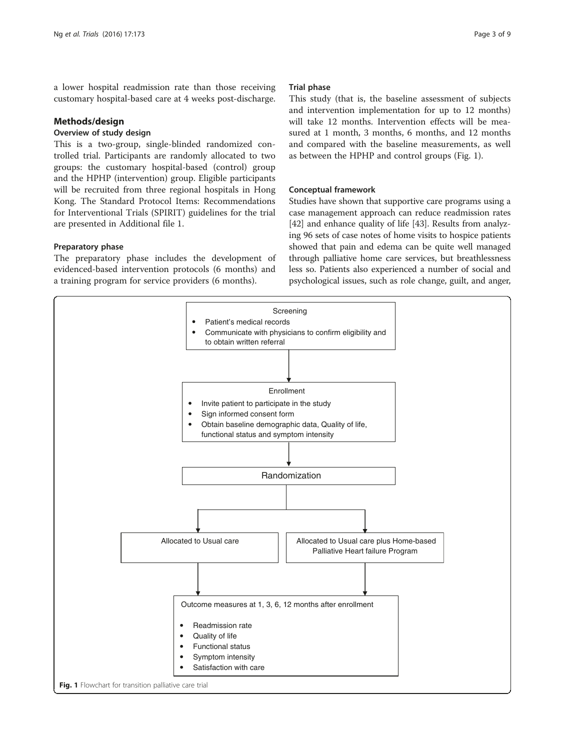a lower hospital readmission rate than those receiving customary hospital-based care at 4 weeks post-discharge.

## Methods/design

### Overview of study design

This is a two-group, single-blinded randomized controlled trial. Participants are randomly allocated to two groups: the customary hospital-based (control) group and the HPHP (intervention) group. Eligible participants will be recruited from three regional hospitals in Hong Kong. The Standard Protocol Items: Recommendations for Interventional Trials (SPIRIT) guidelines for the trial are presented in Additional file 1.

### Preparatory phase

The preparatory phase includes the development of evidenced-based intervention protocols (6 months) and a training program for service providers (6 months).

### Trial phase

This study (that is, the baseline assessment of subjects and intervention implementation for up to 12 months) will take 12 months. Intervention effects will be measured at 1 month, 3 months, 6 months, and 12 months and compared with the baseline measurements, as well as between the HPHP and control groups (Fig. 1).

### Conceptual framework

Studies have shown that supportive care programs using a case management approach can reduce readmission rates [42] and enhance quality of life [43]. Results from analyzing 96 sets of case notes of home visits to hospice patients showed that pain and edema can be quite well managed through palliative home care services, but breathlessness less so. Patients also experienced a number of social and psychological issues, such as role change, guilt, and anger,

Screening
- Patient's medical records
- Communicate with physicians to confirm eligibility and to obtain written referral

Enrollment
- Invite patient to participate in the study
- Sign informed consent form
- Obtain baseline demographic data, Quality of life, functional status and symptom intensity

Randomization

Allocated to Usual care | Allocated to Usual care plus Home-based Palliative Heart failure Program

Outcome measures at 1, 3, 6, 12 months after enrollment
- Readmission rate
- Quality of life
- Functional status
- Symptom intensity
- Satisfaction with care

**Fig. 1** Flowchart for transition palliative care trial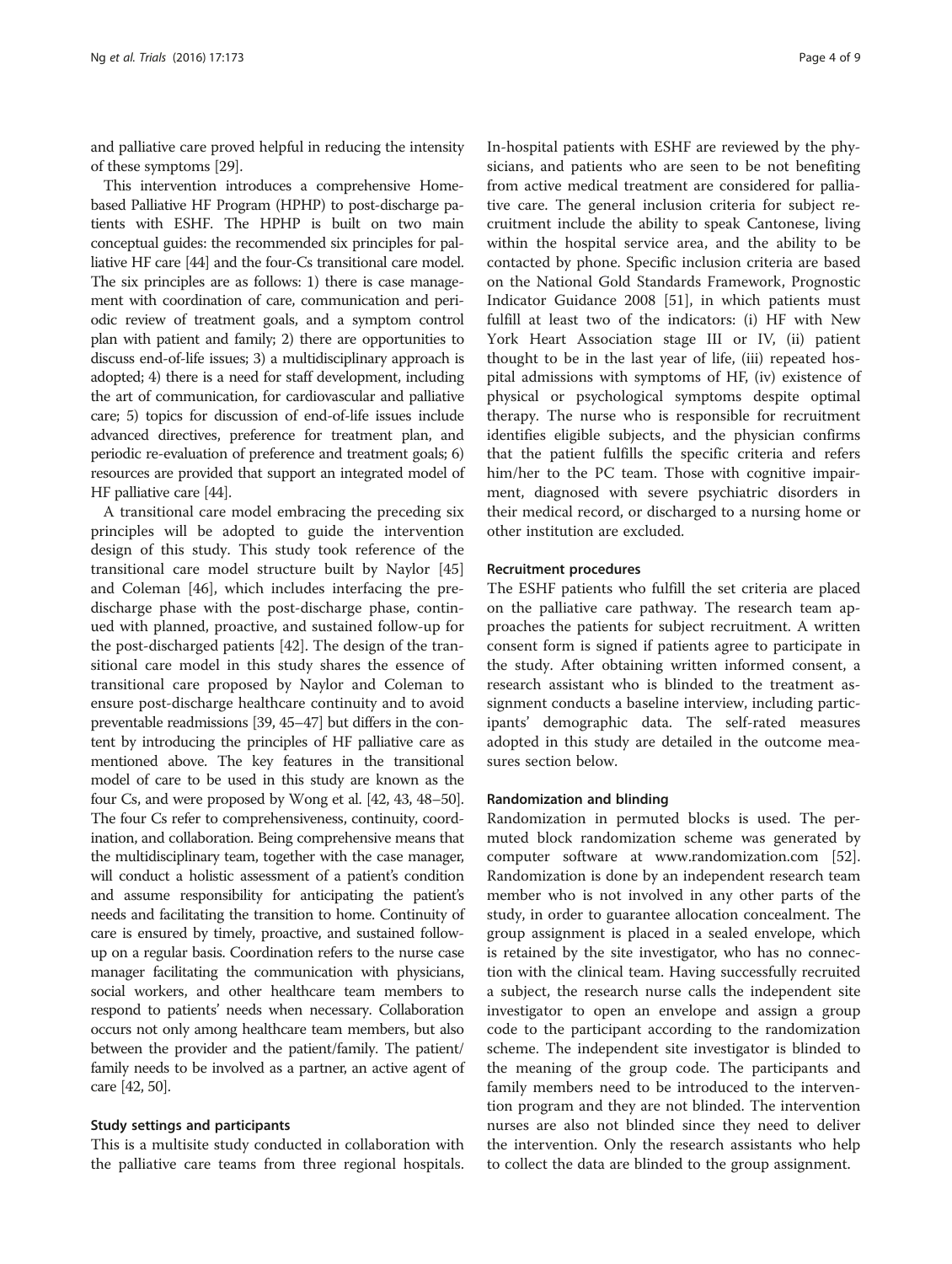and palliative care proved helpful in reducing the intensity of these symptoms [29].

This intervention introduces a comprehensive Home-based Palliative HF Program (HPHP) to post-discharge patients with ESHF. The HPHP is built on two main conceptual guides: the recommended six principles for palliative HF care [44] and the four-Cs transitional care model. The six principles are as follows: 1) there is case management with coordination of care, communication and periodic review of treatment goals, and a symptom control plan with patient and family; 2) there are opportunities to discuss end-of-life issues; 3) a multidisciplinary approach is adopted; 4) there is a need for staff development, including the art of communication, for cardiovascular and palliative care; 5) topics for discussion of end-of-life issues include advanced directives, preference for treatment plan, and periodic re-evaluation of preference and treatment goals; 6) resources are provided that support an integrated model of HF palliative care [44].

A transitional care model embracing the preceding six principles will be adopted to guide the intervention design of this study. This study took reference of the transitional care model structure built by Naylor [45] and Coleman [46], which includes interfacing the pre-discharge phase with the post-discharge phase, continued with planned, proactive, and sustained follow-up for the post-discharged patients [42]. The design of the transitional care model in this study shares the essence of transitional care proposed by Naylor and Coleman to ensure post-discharge healthcare continuity and to avoid preventable readmissions [39, 45–47] but differs in the content by introducing the principles of HF palliative care as mentioned above. The key features in the transitional model of care to be used in this study are known as the four Cs, and were proposed by Wong et al. [42, 43, 48–50]. The four Cs refer to comprehensiveness, continuity, coordination, and collaboration. Being comprehensive means that the multidisciplinary team, together with the case manager, will conduct a holistic assessment of a patient's condition and assume responsibility for anticipating the patient's needs and facilitating the transition to home. Continuity of care is ensured by timely, proactive, and sustained follow-up on a regular basis. Coordination refers to the nurse case manager facilitating the communication with physicians, social workers, and other healthcare team members to respond to patients' needs when necessary. Collaboration occurs not only among healthcare team members, but also between the provider and the patient/family. The patient/family needs to be involved as a partner, an active agent of care [42, 50].

### Study settings and participants

This is a multisite study conducted in collaboration with the palliative care teams from three regional hospitals. In-hospital patients with ESHF are reviewed by the physicians, and patients who are seen to be not benefiting from active medical treatment are considered for palliative care. The general inclusion criteria for subject recruitment include the ability to speak Cantonese, living within the hospital service area, and the ability to be contacted by phone. Specific inclusion criteria are based on the National Gold Standards Framework, Prognostic Indicator Guidance 2008 [51], in which patients must fulfill at least two of the indicators: (i) HF with New York Heart Association stage III or IV, (ii) patient thought to be in the last year of life, (iii) repeated hospital admissions with symptoms of HF, (iv) existence of physical or psychological symptoms despite optimal therapy. The nurse who is responsible for recruitment identifies eligible subjects, and the physician confirms that the patient fulfills the specific criteria and refers him/her to the PC team. Those with cognitive impairment, diagnosed with severe psychiatric disorders in their medical record, or discharged to a nursing home or other institution are excluded.

### Recruitment procedures

The ESHF patients who fulfill the set criteria are placed on the palliative care pathway. The research team approaches the patients for subject recruitment. A written consent form is signed if patients agree to participate in the study. After obtaining written informed consent, a research assistant who is blinded to the treatment assignment conducts a baseline interview, including participants' demographic data. The self-rated measures adopted in this study are detailed in the outcome measures section below.

### Randomization and blinding

Randomization in permuted blocks is used. The permuted block randomization scheme was generated by computer software at www.randomization.com [52]. Randomization is done by an independent research team member who is not involved in any other parts of the study, in order to guarantee allocation concealment. The group assignment is placed in a sealed envelope, which is retained by the site investigator, who has no connection with the clinical team. Having successfully recruited a subject, the research nurse calls the independent site investigator to open an envelope and assign a group code to the participant according to the randomization scheme. The independent site investigator is blinded to the meaning of the group code. The participants and family members need to be introduced to the intervention program and they are not blinded. The intervention nurses are also not blinded since they need to deliver the intervention. Only the research assistants who help to collect the data are blinded to the group assignment.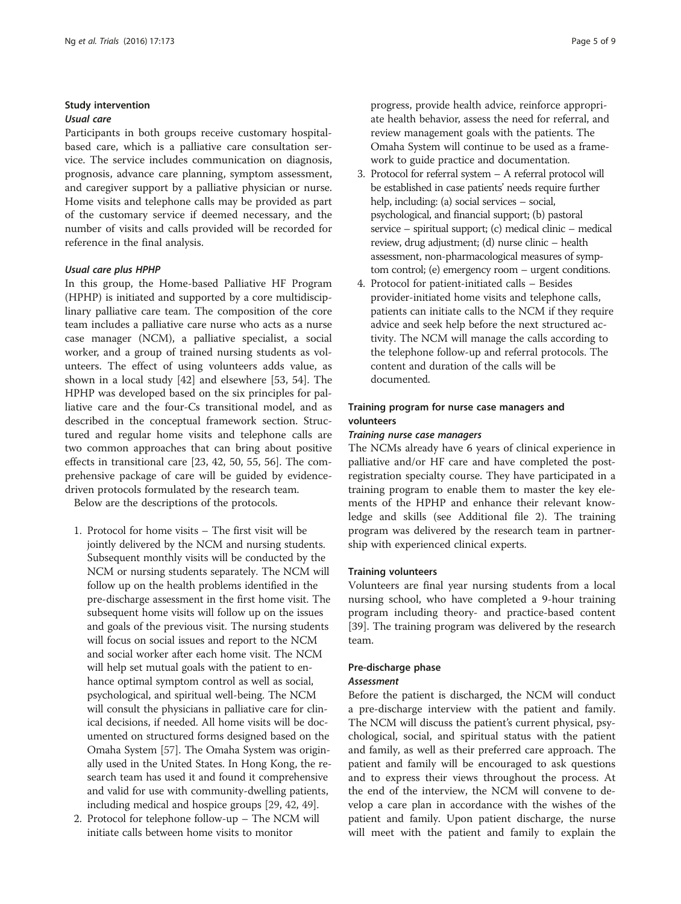### Study intervention

#### *Usual care*

Participants in both groups receive customary hospital-based care, which is a palliative care consultation service. The service includes communication on diagnosis, prognosis, advance care planning, symptom assessment, and caregiver support by a palliative physician or nurse. Home visits and telephone calls may be provided as part of the customary service if deemed necessary, and the number of visits and calls provided will be recorded for reference in the final analysis.

#### *Usual care plus HPHP*

In this group, the Home-based Palliative HF Program (HPHP) is initiated and supported by a core multidisciplinary palliative care team. The composition of the core team includes a palliative care nurse who acts as a nurse case manager (NCM), a palliative specialist, a social worker, and a group of trained nursing students as volunteers. The effect of using volunteers adds value, as shown in a local study [42] and elsewhere [53, 54]. The HPHP was developed based on the six principles for palliative care and the four-Cs transitional model, and as described in the conceptual framework section. Structured and regular home visits and telephone calls are two common approaches that can bring about positive effects in transitional care [23, 42, 50, 55, 56]. The comprehensive package of care will be guided by evidence-driven protocols formulated by the research team.

Below are the descriptions of the protocols.

1. Protocol for home visits – The first visit will be jointly delivered by the NCM and nursing students. Subsequent monthly visits will be conducted by the NCM or nursing students separately. The NCM will follow up on the health problems identified in the pre-discharge assessment in the first home visit. The subsequent home visits will follow up on the issues and goals of the previous visit. The nursing students will focus on social issues and report to the NCM and social worker after each home visit. The NCM will help set mutual goals with the patient to enhance optimal symptom control as well as social, psychological, and spiritual well-being. The NCM will consult the physicians in palliative care for clinical decisions, if needed. All home visits will be documented on structured forms designed based on the Omaha System [57]. The Omaha System was originally used in the United States. In Hong Kong, the research team has used it and found it comprehensive and valid for use with community-dwelling patients, including medical and hospice groups [29, 42, 49].
2. Protocol for telephone follow-up – The NCM will initiate calls between home visits to monitor progress, provide health advice, reinforce appropriate health behavior, assess the need for referral, and review management goals with the patients. The Omaha System will continue to be used as a framework to guide practice and documentation.
3. Protocol for referral system – A referral protocol will be established in case patients' needs require further help, including: (a) social services – social, psychological, and financial support; (b) pastoral service – spiritual support; (c) medical clinic – medical review, drug adjustment; (d) nurse clinic – health assessment, non-pharmacological measures of symptom control; (e) emergency room – urgent conditions.
4. Protocol for patient-initiated calls – Besides provider-initiated home visits and telephone calls, patients can initiate calls to the NCM if they require advice and seek help before the next structured activity. The NCM will manage the calls according to the telephone follow-up and referral protocols. The content and duration of the calls will be documented.

### Training program for nurse case managers and volunteers

#### *Training nurse case managers*

The NCMs already have 6 years of clinical experience in palliative and/or HF care and have completed the post-registration specialty course. They have participated in a training program to enable them to master the key elements of the HPHP and enhance their relevant knowledge and skills (see Additional file 2). The training program was delivered by the research team in partnership with experienced clinical experts.

#### Training volunteers

Volunteers are final year nursing students from a local nursing school, who have completed a 9-hour training program including theory- and practice-based content [39]. The training program was delivered by the research team.

### Pre-discharge phase

#### *Assessment*

Before the patient is discharged, the NCM will conduct a pre-discharge interview with the patient and family. The NCM will discuss the patient's current physical, psychological, social, and spiritual status with the patient and family, as well as their preferred care approach. The patient and family will be encouraged to ask questions and to express their views throughout the process. At the end of the interview, the NCM will convene to develop a care plan in accordance with the wishes of the patient and family. Upon patient discharge, the nurse will meet with the patient and family to explain the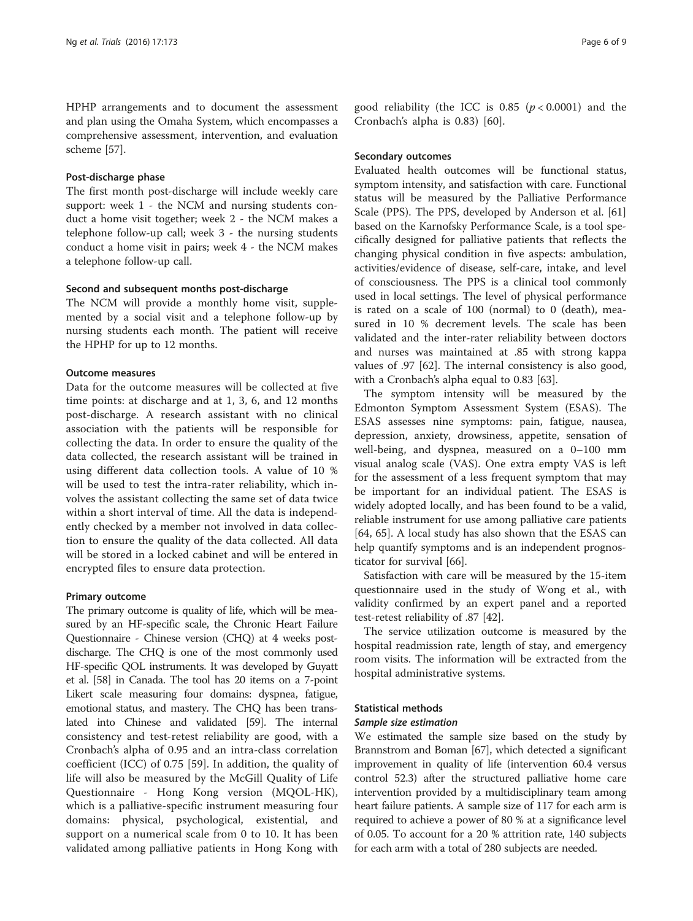HPHP arrangements and to document the assessment and plan using the Omaha System, which encompasses a comprehensive assessment, intervention, and evaluation scheme [57].

#### Post-discharge phase

The first month post-discharge will include weekly care support: week 1 - the NCM and nursing students conduct a home visit together; week 2 - the NCM makes a telephone follow-up call; week 3 - the nursing students conduct a home visit in pairs; week 4 - the NCM makes a telephone follow-up call.

#### Second and subsequent months post-discharge

The NCM will provide a monthly home visit, supplemented by a social visit and a telephone follow-up by nursing students each month. The patient will receive the HPHP for up to 12 months.

### Outcome measures

Data for the outcome measures will be collected at five time points: at discharge and at 1, 3, 6, and 12 months post-discharge. A research assistant with no clinical association with the patients will be responsible for collecting the data. In order to ensure the quality of the data collected, the research assistant will be trained in using different data collection tools. A value of 10 % will be used to test the intra-rater reliability, which involves the assistant collecting the same set of data twice within a short interval of time. All the data is independently checked by a member not involved in data collection to ensure the quality of the data collected. All data will be stored in a locked cabinet and will be entered in encrypted files to ensure data protection.

#### Primary outcome

The primary outcome is quality of life, which will be measured by an HF-specific scale, the Chronic Heart Failure Questionnaire - Chinese version (CHQ) at 4 weeks post-discharge. The CHQ is one of the most commonly used HF-specific QOL instruments. It was developed by Guyatt et al. [58] in Canada. The tool has 20 items on a 7-point Likert scale measuring four domains: dyspnea, fatigue, emotional status, and mastery. The CHQ has been translated into Chinese and validated [59]. The internal consistency and test-retest reliability are good, with a Cronbach's alpha of 0.95 and an intra-class correlation coefficient (ICC) of 0.75 [59]. In addition, the quality of life will also be measured by the McGill Quality of Life Questionnaire - Hong Kong version (MQOL-HK), which is a palliative-specific instrument measuring four domains: physical, psychological, existential, and support on a numerical scale from 0 to 10. It has been validated among palliative patients in Hong Kong with good reliability (the ICC is 0.85 ($p < 0.0001$) and the Cronbach's alpha is 0.83) [60].

#### Secondary outcomes

Evaluated health outcomes will be functional status, symptom intensity, and satisfaction with care. Functional status will be measured by the Palliative Performance Scale (PPS). The PPS, developed by Anderson et al. [61] based on the Karnofsky Performance Scale, is a tool specifically designed for palliative patients that reflects the changing physical condition in five aspects: ambulation, activities/evidence of disease, self-care, intake, and level of consciousness. The PPS is a clinical tool commonly used in local settings. The level of physical performance is rated on a scale of 100 (normal) to 0 (death), measured in 10 % decrement levels. The scale has been validated and the inter-rater reliability between doctors and nurses was maintained at .85 with strong kappa values of .97 [62]. The internal consistency is also good, with a Cronbach's alpha equal to 0.83 [63].

The symptom intensity will be measured by the Edmonton Symptom Assessment System (ESAS). The ESAS assesses nine symptoms: pain, fatigue, nausea, depression, anxiety, drowsiness, appetite, sensation of well-being, and dyspnea, measured on a 0–100 mm visual analog scale (VAS). One extra empty VAS is left for the assessment of a less frequent symptom that may be important for an individual patient. The ESAS is widely adopted locally, and has been found to be a valid, reliable instrument for use among palliative care patients [64, 65]. A local study has also shown that the ESAS can help quantify symptoms and is an independent prognosticator for survival [66].

Satisfaction with care will be measured by the 15-item questionnaire used in the study of Wong et al., with validity confirmed by an expert panel and a reported test-retest reliability of .87 [42].

The service utilization outcome is measured by the hospital readmission rate, length of stay, and emergency room visits. The information will be extracted from the hospital administrative systems.

### Statistical methods

#### *Sample size estimation*

We estimated the sample size based on the study by Brannstrom and Boman [67], which detected a significant improvement in quality of life (intervention 60.4 versus control 52.3) after the structured palliative home care intervention provided by a multidisciplinary team among heart failure patients. A sample size of 117 for each arm is required to achieve a power of 80 % at a significance level of 0.05. To account for a 20 % attrition rate, 140 subjects for each arm with a total of 280 subjects are needed.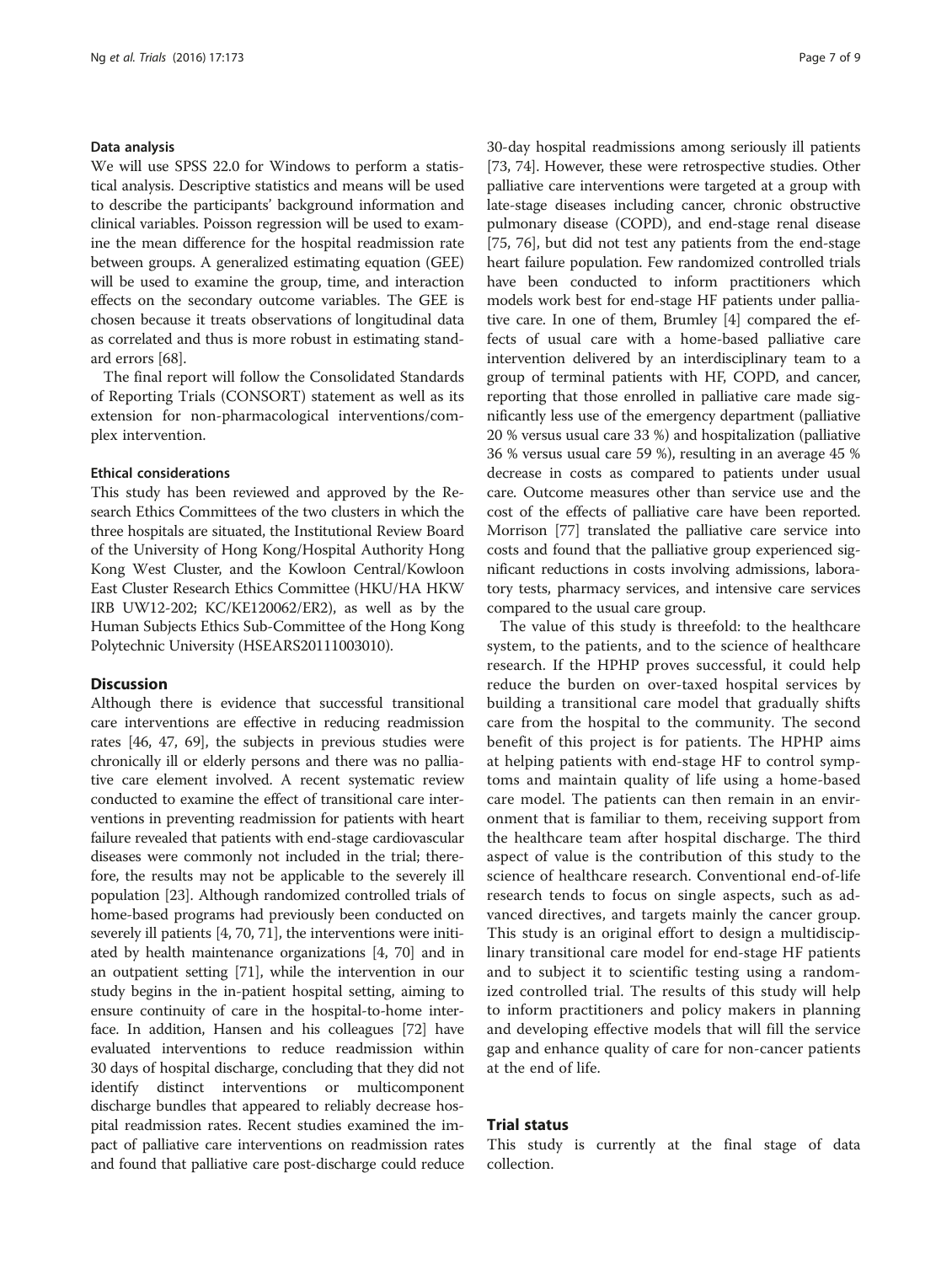#### Data analysis

We will use SPSS 22.0 for Windows to perform a statistical analysis. Descriptive statistics and means will be used to describe the participants' background information and clinical variables. Poisson regression will be used to examine the mean difference for the hospital readmission rate between groups. A generalized estimating equation (GEE) will be used to examine the group, time, and interaction effects on the secondary outcome variables. The GEE is chosen because it treats observations of longitudinal data as correlated and thus is more robust in estimating standard errors [68].

The final report will follow the Consolidated Standards of Reporting Trials (CONSORT) statement as well as its extension for non-pharmacological interventions/complex intervention.

#### Ethical considerations

This study has been reviewed and approved by the Research Ethics Committees of the two clusters in which the three hospitals are situated, the Institutional Review Board of the University of Hong Kong/Hospital Authority Hong Kong West Cluster, and the Kowloon Central/Kowloon East Cluster Research Ethics Committee (HKU/HA HKW IRB UW12-202; KC/KE120062/ER2), as well as by the Human Subjects Ethics Sub-Committee of the Hong Kong Polytechnic University (HSEARS20111003010).

## Discussion

Although there is evidence that successful transitional care interventions are effective in reducing readmission rates [46, 47, 69], the subjects in previous studies were chronically ill or elderly persons and there was no palliative care element involved. A recent systematic review conducted to examine the effect of transitional care interventions in preventing readmission for patients with heart failure revealed that patients with end-stage cardiovascular diseases were commonly not included in the trial; therefore, the results may not be applicable to the severely ill population [23]. Although randomized controlled trials of home-based programs had previously been conducted on severely ill patients [4, 70, 71], the interventions were initiated by health maintenance organizations [4, 70] and in an outpatient setting [71], while the intervention in our study begins in the in-patient hospital setting, aiming to ensure continuity of care in the hospital-to-home interface. In addition, Hansen and his colleagues [72] have evaluated interventions to reduce readmission within 30 days of hospital discharge, concluding that they did not identify distinct interventions or multicomponent discharge bundles that appeared to reliably decrease hospital readmission rates. Recent studies examined the impact of palliative care interventions on readmission rates and found that palliative care post-discharge could reduce 30-day hospital readmissions among seriously ill patients [73, 74]. However, these were retrospective studies. Other palliative care interventions were targeted at a group with late-stage diseases including cancer, chronic obstructive pulmonary disease (COPD), and end-stage renal disease [75, 76], but did not test any patients from the end-stage heart failure population. Few randomized controlled trials have been conducted to inform practitioners which models work best for end-stage HF patients under palliative care. In one of them, Brumley [4] compared the effects of usual care with a home-based palliative care intervention delivered by an interdisciplinary team to a group of terminal patients with HF, COPD, and cancer, reporting that those enrolled in palliative care made significantly less use of the emergency department (palliative 20 % versus usual care 33 %) and hospitalization (palliative 36 % versus usual care 59 %), resulting in an average 45 % decrease in costs as compared to patients under usual care. Outcome measures other than service use and the cost of the effects of palliative care have been reported. Morrison [77] translated the palliative care service into costs and found that the palliative group experienced significant reductions in costs involving admissions, laboratory tests, pharmacy services, and intensive care services compared to the usual care group.

The value of this study is threefold: to the healthcare system, to the patients, and to the science of healthcare research. If the HPHP proves successful, it could help reduce the burden on over-taxed hospital services by building a transitional care model that gradually shifts care from the hospital to the community. The second benefit of this project is for patients. The HPHP aims at helping patients with end-stage HF to control symptoms and maintain quality of life using a home-based care model. The patients can then remain in an environment that is familiar to them, receiving support from the healthcare team after hospital discharge. The third aspect of value is the contribution of this study to the science of healthcare research. Conventional end-of-life research tends to focus on single aspects, such as advanced directives, and targets mainly the cancer group. This study is an original effort to design a multidisciplinary transitional care model for end-stage HF patients and to subject it to scientific testing using a randomized controlled trial. The results of this study will help to inform practitioners and policy makers in planning and developing effective models that will fill the service gap and enhance quality of care for non-cancer patients at the end of life.

## Trial status

This study is currently at the final stage of data collection.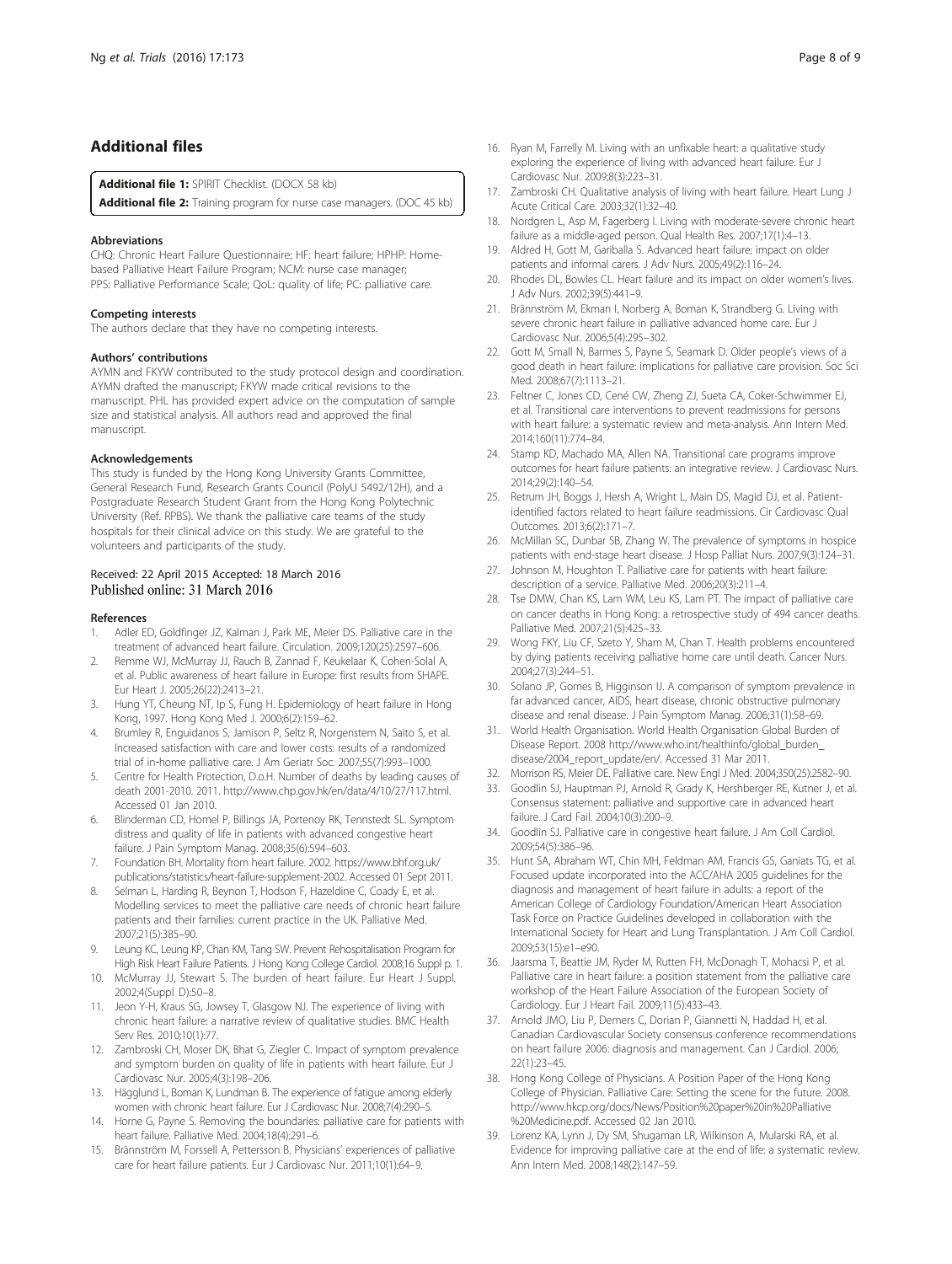## Additional files

**Additional file 1:** SPIRIT Checklist. (DOCX 58 kb)

**Additional file 2:** Training program for nurse case managers. (DOC 45 kb)

#### Abbreviations

CHQ: Chronic Heart Failure Questionnaire; HF: heart failure; HPHP: Home-based Palliative Heart Failure Program; NCM: nurse case manager; PPS: Palliative Performance Scale; QoL: quality of life; PC: palliative care.

#### Competing interests

The authors declare that they have no competing interests.

#### Authors' contributions

AYMN and FKYW contributed to the study protocol design and coordination. AYMN drafted the manuscript; FKYW made critical revisions to the manuscript. PHL has provided expert advice on the computation of sample size and statistical analysis. All authors read and approved the final manuscript.

#### Acknowledgements

This study is funded by the Hong Kong University Grants Committee, General Research Fund, Research Grants Council (PolyU 5492/12H), and a Postgraduate Research Student Grant from the Hong Kong Polytechnic University (Ref. RPBS). We thank the palliative care teams of the study hospitals for their clinical advice on this study. We are grateful to the volunteers and participants of the study.

Received: 22 April 2015 Accepted: 18 March 2016
Published online: 31 March 2016

#### References

1. Adler ED, Goldfinger JZ, Kalman J, Park ME, Meier DS. Palliative care in the treatment of advanced heart failure. Circulation. 2009;120(25):2597–606.
2. Remme WJ, McMurray JJ, Rauch B, Zannad F, Keukelaar K, Cohen-Solal A, et al. Public awareness of heart failure in Europe: first results from SHAPE. Eur Heart J. 2005;26(22):2413–21.
3. Hung YT, Cheung NT, Ip S, Fung H. Epidemiology of heart failure in Hong Kong, 1997. Hong Kong Med J. 2000;6(2):159–62.
4. Brumley R, Enguidanos S, Jamison P, Seltz R, Norgenstern N, Saito S, et al. Increased satisfaction with care and lower costs: results of a randomized trial of in-home palliative care. J Am Geriatr Soc. 2007;55(7):993–1000.
5. Centre for Health Protection, D.o.H. Number of deaths by leading causes of death 2001-2010. 2011. http://www.chp.gov.hk/en/data/4/10/27/117.html. Accessed 01 Jan 2010.
6. Blinderman CD, Homel P, Billings JA, Portenoy RK, Tennstedt SL. Symptom distress and quality of life in patients with advanced congestive heart failure. J Pain Symptom Manag. 2008;35(6):594–603.
7. Foundation BH. Mortality from heart failure. 2002. https://www.bhf.org.uk/publications/statistics/heart-failure-supplement-2002. Accessed 01 Sept 2011.
8. Selman L, Harding R, Beynon T, Hodson F, Hazeldine C, Coady E, et al. Modelling services to meet the palliative care needs of chronic heart failure patients and their families: current practice in the UK. Palliative Med. 2007;21(5):385–90.
9. Leung KC, Leung KP, Chan KM, Tang SW. Prevent Rehospitalisation Program for High Risk Heart Failure Patients. J Hong Kong College Cardiol. 2008;16 Suppl p. 1.
10. McMurray JJ, Stewart S. The burden of heart failure. Eur Heart J Suppl. 2002;4(Suppl D):50–8.
11. Jeon Y-H, Kraus SG, Jowsey T, Glasgow NJ. The experience of living with chronic heart failure: a narrative review of qualitative studies. BMC Health Serv Res. 2010;10(1):77.
12. Zambroski CH, Moser DK, Bhat G, Ziegler C. Impact of symptom prevalence and symptom burden on quality of life in patients with heart failure. Eur J Cardiovasc Nur. 2005;4(3):198–206.
13. Hägglund L, Boman K, Lundman B. The experience of fatigue among elderly women with chronic heart failure. Eur J Cardiovasc Nur. 2008;7(4):290–5.
14. Horne G, Payne S. Removing the boundaries: palliative care for patients with heart failure. Palliative Med. 2004;18(4):291–6.
15. Brännström M, Forssell A, Pettersson B. Physicians' experiences of palliative care for heart failure patients. Eur J Cardiovasc Nur. 2011;10(1):64–9.
16. Ryan M, Farrelly M. Living with an unfixable heart: a qualitative study exploring the experience of living with advanced heart failure. Eur J Cardiovasc Nur. 2009;8(3):223–31.
17. Zambroski CH. Qualitative analysis of living with heart failure. Heart Lung J Acute Critical Care. 2003;32(1):32–40.
18. Nordgren L, Asp M, Fagerberg I. Living with moderate-severe chronic heart failure as a middle-aged person. Qual Health Res. 2007;17(1):4–13.
19. Aldred H, Gott M, Gariballa S. Advanced heart failure: impact on older patients and informal carers. J Adv Nurs. 2005;49(2):116–24.
20. Rhodes DL, Bowles CL. Heart failure and its impact on older women's lives. J Adv Nurs. 2002;39(5):441–9.
21. Brännström M, Ekman I, Norberg A, Boman K, Strandberg G. Living with severe chronic heart failure in palliative advanced home care. Eur J Cardiovasc Nur. 2006;5(4):295–302.
22. Gott M, Small N, Barnes S, Payne S, Seamark D. Older people's views of a good death in heart failure: implications for palliative care provision. Soc Sci Med. 2008;67(7):1113–21.
23. Feltner C, Jones CD, Cené CW, Zheng ZJ, Sueta CA, Coker-Schwimmer EJ, et al. Transitional care interventions to prevent readmissions for persons with heart failure: a systematic review and meta-analysis. Ann Intern Med. 2014;160(11):774–84.
24. Stamp KD, Machado MA, Allen NA. Transitional care programs improve outcomes for heart failure patients: an integrative review. J Cardiovasc Nurs. 2014;29(2):140–54.
25. Retrum JH, Boggs J, Hersh A, Wright L, Main DS, Magid DJ, et al. Patient-identified factors related to heart failure readmissions. Cir Cardiovasc Qual Outcomes. 2013;6(2):171–7.
26. McMillan SC, Dunbar SB, Zhang W. The prevalence of symptoms in hospice patients with end-stage heart disease. J Hosp Palliat Nurs. 2007;9(3):124–31.
27. Johnson M, Houghton T. Palliative care for patients with heart failure: description of a service. Palliative Med. 2006;20(3):211–4.
28. Tse DMW, Chan KS, Lam WM, Leu KS, Lam PT. The impact of palliative care on cancer deaths in Hong Kong: a retrospective study of 494 cancer deaths. Palliative Med. 2007;21(5):425–33.
29. Wong FKY, Liu CF, Szeto Y, Sham M, Chan T. Health problems encountered by dying patients receiving palliative home care until death. Cancer Nurs. 2004;27(3):244–51.
30. Solano JP, Gomes B, Higginson IJ. A comparison of symptom prevalence in far advanced cancer, AIDS, heart disease, chronic obstructive pulmonary disease and renal disease. J Pain Symptom Manag. 2006;31(1):58–69.
31. World Health Organisation. World Health Organisation Global Burden of Disease Report. 2008 http://www.who.int/healthinfo/global_burden_disease/2004_report_update/en/. Accessed 31 Mar 2011.
32. Morrison RS, Meier DE. Palliative care. New Engl J Med. 2004;350(25):2582–90.
33. Goodlin SJ, Hauptman PJ, Arnold R, Grady K, Hershberger RE, Kutner J, et al. Consensus statement: palliative and supportive care in advanced heart failure. J Card Fail. 2004;10(3):200–9.
34. Goodlin SJ. Palliative care in congestive heart failure. J Am Coll Cardiol. 2009;54(5):386–96.
35. Hunt SA, Abraham WT, Chin MH, Feldman AM, Francis GS, Ganiats TG, et al. Focused update incorporated into the ACC/AHA 2005 guidelines for the diagnosis and management of heart failure in adults: a report of the American College of Cardiology Foundation/American Heart Association Task Force on Practice Guidelines developed in collaboration with the International Society for Heart and Lung Transplantation. J Am Coll Cardiol. 2009;53(15):e1–e90.
36. Jaarsma T, Beattie JM, Ryder M, Rutten FH, McDonagh T, Mohacsi P, et al. Palliative care in heart failure: a position statement from the palliative care workshop of the Heart Failure Association of the European Society of Cardiology. Eur J Heart Fail. 2009;11(5):433–43.
37. Arnold JMO, Liu P, Demers C, Dorian P, Giannetti N, Haddad H, et al. Canadian Cardiovascular Society consensus conference recommendations on heart failure 2006: diagnosis and management. Can J Cardiol. 2006;22(1):23–45.
38. Hong Kong College of Physicians. A Position Paper of the Hong Kong College of Physician. Palliative Care: Setting the scene for the future. 2008. http://www.hkcp.org/docs/News/Position%20paper%20in%20Palliative%20Medicine.pdf. Accessed 02 Jan 2010.
39. Lorenz KA, Lynn J, Dy SM, Shugaman LR, Wilkinson A, Mularski RA, et al. Evidence for improving palliative care at the end of life: a systematic review. Ann Intern Med. 2008;148(2):147–59.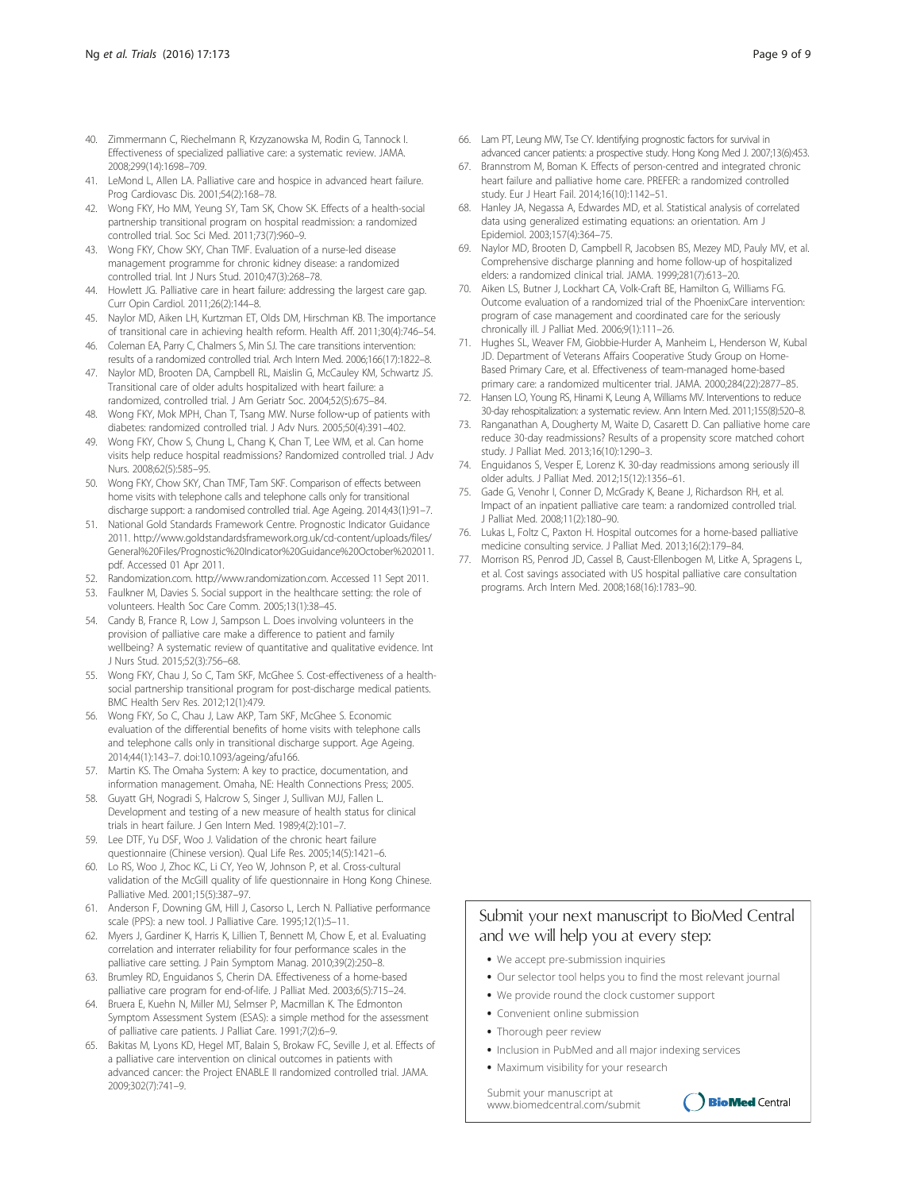40. Zimmermann C, Riechelmann R, Krzyzanowska M, Rodin G, Tannock I. Effectiveness of specialized palliative care: a systematic review. JAMA. 2008;299(14):1698–709.
41. LeMond L, Allen LA. Palliative care and hospice in advanced heart failure. Prog Cardiovasc Dis. 2001;54(2):168–78.
42. Wong FKY, Ho MM, Yeung SY, Tam SK, Chow SK. Effects of a health-social partnership transitional program on hospital readmission: a randomized controlled trial. Soc Sci Med. 2011;73(7):960–9.
43. Wong FKY, Chow SKY, Chan TMF. Evaluation of a nurse-led disease management programme for chronic kidney disease: a randomized controlled trial. Int J Nurs Stud. 2010;47(3):268–78.
44. Howlett JG. Palliative care in heart failure: addressing the largest care gap. Curr Opin Cardiol. 2011;26(2):144–8.
45. Naylor MD, Aiken LH, Kurtzman ET, Olds DM, Hirschman KB. The importance of transitional care in achieving health reform. Health Aff. 2011;30(4):746–54.
46. Coleman EA, Parry C, Chalmers S, Min SJ. The care transitions intervention: results of a randomized controlled trial. Arch Intern Med. 2006;166(17):1822–8.
47. Naylor MD, Brooten DA, Campbell RL, Maislin G, McCauley KM, Schwartz JS. Transitional care of older adults hospitalized with heart failure: a randomized, controlled trial. J Am Geriatr Soc. 2004;52(5):675–84.
48. Wong FKY, Mok MPH, Chan T, Tsang MW. Nurse follow-up of patients with diabetes: randomized controlled trial. J Adv Nurs. 2005;50(4):391–402.
49. Wong FKY, Chow S, Chung L, Chang K, Chan T, Lee WM, et al. Can home visits help reduce hospital readmissions? Randomized controlled trial. J Adv Nurs. 2008;62(5):585–95.
50. Wong FKY, Chow SKY, Chan TMF, Tam SKF. Comparison of effects between home visits with telephone calls and telephone calls only for transitional discharge support: a randomised controlled trial. Age Ageing. 2014;43(1):91–7.
51. National Gold Standards Framework Centre. Prognostic Indicator Guidance 2011. http://www.goldstandardsframework.org.uk/cd-content/uploads/files/General%20Files/Prognostic%20Indicator%20Guidance%20October%202011.pdf. Accessed 01 Apr 2011.
52. Randomization.com. http://www.randomization.com. Accessed 11 Sept 2011.
53. Faulkner M, Davies S. Social support in the healthcare setting: the role of volunteers. Health Soc Care Comm. 2005;13(1):38–45.
54. Candy B, France R, Low J, Sampson L. Does involving volunteers in the provision of palliative care make a difference to patient and family wellbeing? A systematic review of quantitative and qualitative evidence. Int J Nurs Stud. 2015;52(3):756–68.
55. Wong FKY, Chau J, So C, Tam SKF, McGhee S. Cost-effectiveness of a health-social partnership transitional program for post-discharge medical patients. BMC Health Serv Res. 2012;12(1):479.
56. Wong FKY, So C, Chau J, Law AKP, Tam SKF, McGhee S. Economic evaluation of the differential benefits of home visits with telephone calls and telephone calls only in transitional discharge support. Age Ageing. 2014;44(1):143–7. doi:10.1093/ageing/afu166.
57. Martin KS. The Omaha System: A key to practice, documentation, and information management. Omaha, NE: Health Connections Press; 2005.
58. Guyatt GH, Nogradi S, Halcrow S, Singer J, Sullivan MJJ, Fallen L. Development and testing of a new measure of health status for clinical trials in heart failure. J Gen Intern Med. 1989;4(2):101–7.
59. Lee DTF, Yu DSF, Woo J. Validation of the chronic heart failure questionnaire (Chinese version). Qual Life Res. 2005;14(5):1421–6.
60. Lo RS, Woo J, Zhoc KC, Li CY, Yeo W, Johnson P, et al. Cross-cultural validation of the McGill quality of life questionnaire in Hong Kong Chinese. Palliative Med. 2001;15(5):387–97.
61. Anderson F, Downing GM, Hill J, Casorso L, Lerch N. Palliative performance scale (PPS): a new tool. J Palliative Care. 1995;12(1):5–11.
62. Myers J, Gardiner K, Harris K, Lillien T, Bennett M, Chow E, et al. Evaluating correlation and interrater reliability for four performance scales in the palliative care setting. J Pain Symptom Manag. 2010;39(2):250–8.
63. Brumley RD, Enguidanos S, Cherin DA. Effectiveness of a home-based palliative care program for end-of-life. J Palliat Med. 2003;6(5):715–24.
64. Bruera E, Kuehn N, Miller MJ, Selmser P, Macmillan K. The Edmonton Symptom Assessment System (ESAS): a simple method for the assessment of palliative care patients. J Palliat Care. 1991;7(2):6–9.
65. Bakitas M, Lyons KD, Hegel MT, Balain S, Brokaw FC, Seville J, et al. Effects of a palliative care intervention on clinical outcomes in patients with advanced cancer: the Project ENABLE II randomized controlled trial. JAMA. 2009;302(7):741–9.
66. Lam PT, Leung MW, Tse CY. Identifying prognostic factors for survival in advanced cancer patients: a prospective study. Hong Kong Med J. 2007;13(6):453.
67. Brannstrom M, Boman K. Effects of person-centred and integrated chronic heart failure and palliative home care. PREFER: a randomized controlled study. Eur J Heart Fail. 2014;16(10):1142–51.
68. Hanley JA, Negassa A, Edwardes MD, et al. Statistical analysis of correlated data using generalized estimating equations: an orientation. Am J Epidemiol. 2003;157(4):364–75.
69. Naylor MD, Brooten D, Campbell R, Jacobsen BS, Mezey MD, Pauly MV, et al. Comprehensive discharge planning and home follow-up of hospitalized elders: a randomized clinical trial. JAMA. 1999;281(7):613–20.
70. Aiken LS, Butner J, Lockhart CA, Volk-Craft BE, Hamilton G, Williams FG. Outcome evaluation of a randomized trial of the PhoenixCare intervention: program of case management and coordinated care for the seriously chronically ill. J Palliat Med. 2006;9(1):111–26.
71. Hughes SL, Weaver FM, Giobbie-Hurder A, Manheim L, Henderson W, Kubal JD. Department of Veterans Affairs Cooperative Study Group on Home-Based Primary Care, et al. Effectiveness of team-managed home-based primary care: a randomized multicenter trial. JAMA. 2000;284(22):2877–85.
72. Hansen LO, Young RS, Hinami K, Leung A, Williams MV. Interventions to reduce 30-day rehospitalization: a systematic review. Ann Intern Med. 2011;155(8):520–8.
73. Ranganathan A, Dougherty M, Waite D, Casarett D. Can palliative home care reduce 30-day readmissions? Results of a propensity score matched cohort study. J Palliat Med. 2013;16(10):1290–3.
74. Enguidanos S, Vesper E, Lorenz K. 30-day readmissions among seriously ill older adults. J Palliat Med. 2012;15(12):1356–61.
75. Gade G, Venohr I, Conner D, McGrady K, Beane J, Richardson RH, et al. Impact of an inpatient palliative care team: a randomized controlled trial. J Palliat Med. 2008;11(2):180–90.
76. Lukas L, Foltz C, Paxton H. Hospital outcomes for a home-based palliative medicine consulting service. J Palliat Med. 2013;16(2):179–84.
77. Morrison RS, Penrod JD, Cassel B, Caust-Ellenbogen M, Litke A, Spragens L, et al. Cost savings associated with US hospital palliative care consultation programs. Arch Intern Med. 2008;168(16):1783–90.

Submit your next manuscript to BioMed Central and we will help you at every step:

- We accept pre-submission inquiries
- Our selector tool helps you to find the most relevant journal
- We provide round the clock customer support
- Convenient online submission
- Thorough peer review
- Inclusion in PubMed and all major indexing services
- Maximum visibility for your research

Submit your manuscript at
www.biomedcentral.com/submit

BioMed Central